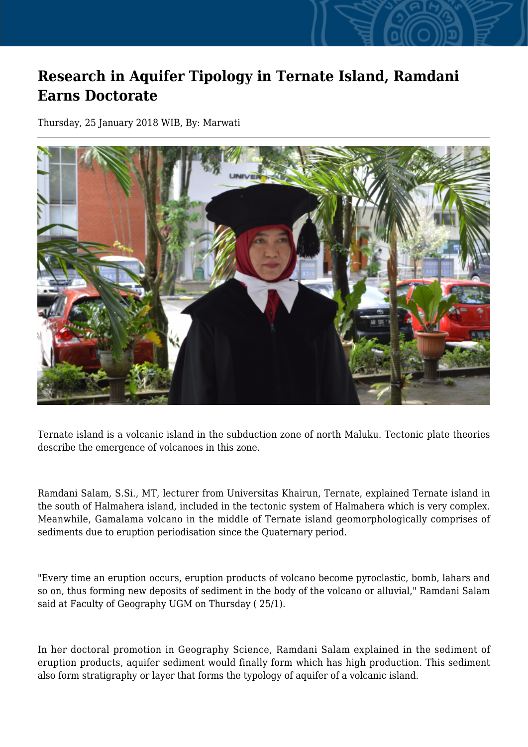# Research in Aquifer Tipology in Ternate Island, Ramdani Earns Doctorate

Thursday, 25 January 2018 WIB, By: Marwati

Ternate island is a volcanic island in the subduction zone of north Maluku. Tectonic plate theories describe the emergence of volcanoes in this zone.

Ramdani Salam, S.Si., MT, lecturer from Universitas Khairun, Ternate, explained Ternate island in the south of Halmahera island, included in the tectonic system of Halmahera which is very complex. Meanwhile, Gamalama volcano in the middle of Ternate island geomorphologically comprises of sediments due to eruption periodisation since the Quaternary period.

"Every time an eruption occurs, eruption products of volcano become pyroclastic, bomb, lahars and so on, thus forming new deposits of sediment in the body of the volcano or alluvial," Ramdani Salam said at Faculty of Geography UGM on Thursday ( 25/1).

In her doctoral promotion in Geography Science, Ramdani Salam explained in the sediment of eruption products, aquifer sediment would finally form which has high production. This sediment also form stratigraphy or layer that forms the typology of aquifer of a volcanic island.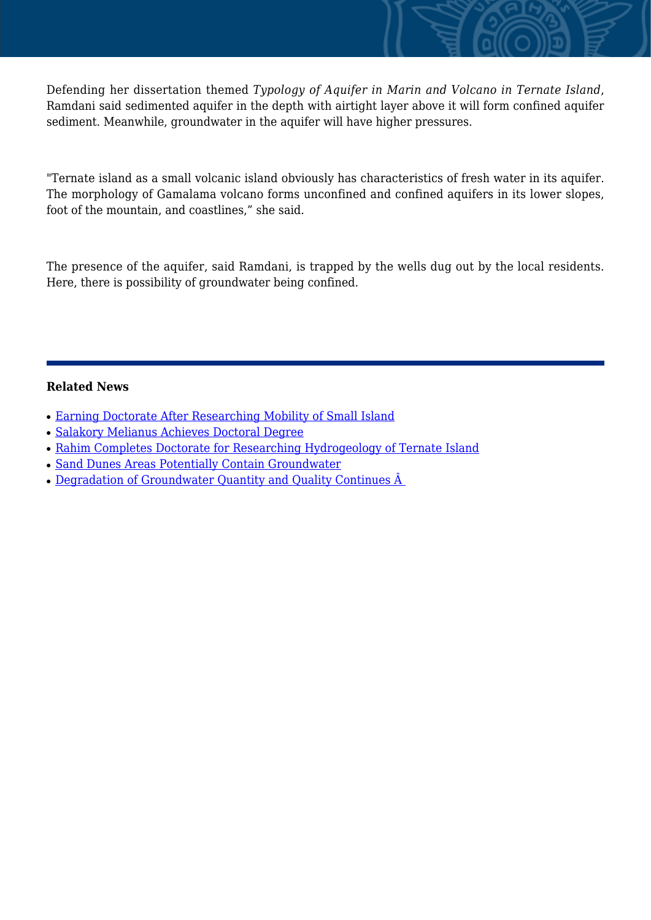Defending her dissertation themed *Typology of Aquifer in Marin and Volcano in Ternate Island*, Ramdani said sedimented aquifer in the depth with airtight layer above it will form confined aquifer sediment. Meanwhile, groundwater in the aquifer will have higher pressures.

"Ternate island as a small volcanic island obviously has characteristics of fresh water in its aquifer. The morphology of Gamalama volcano forms unconfined and confined aquifers in its lower slopes, foot of the mountain, and coastlines," she said.

The presence of the aquifer, said Ramdani, is trapped by the wells dug out by the local residents. Here, there is possibility of groundwater being confined.

---

**Related News**

- Earning Doctorate After Researching Mobility of Small Island
- Salakory Melianus Achieves Doctoral Degree
- Rahim Completes Doctorate for Researching Hydrogeology of Ternate Island
- Sand Dunes Areas Potentially Contain Groundwater
- Degradation of Groundwater Quantity and Quality Continues Â